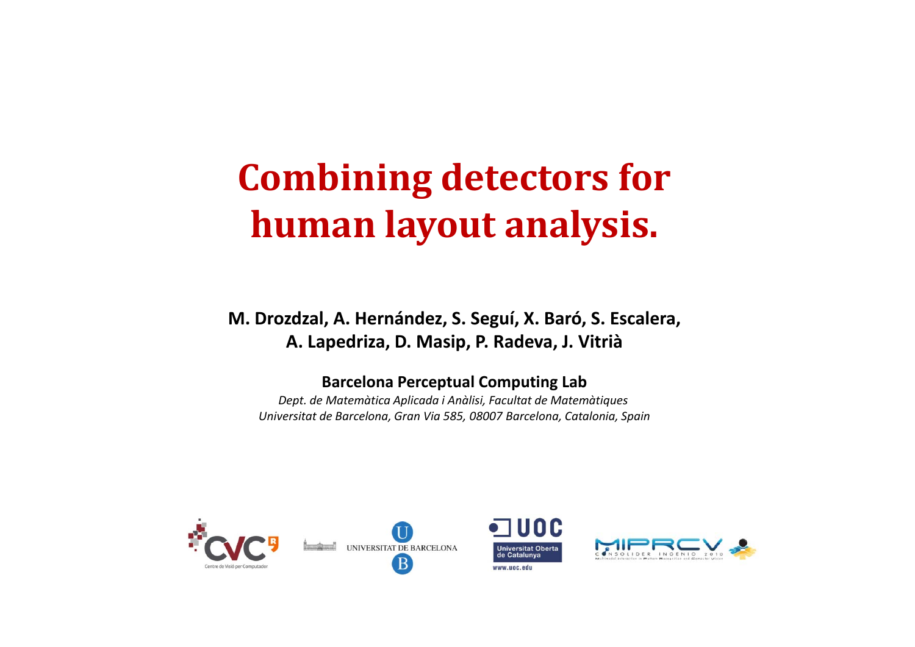# Combining detectors for human layout analysis.

**M. Drozdzal, A. Hernández, S. Seguí, X. Baró, S. Escalera, A. Lapedriza, D. Masip, P. Radeva, J. Vitrià**

**Barcelona Perceptual Computing Lab**

*Dept. de Matemàtica Aplicada i Anàlisi, Facultat de Matemàtiques*

*Universitat de Barcelona, Gran Via 585, 08007 Barcelona, Catalonia, Spain*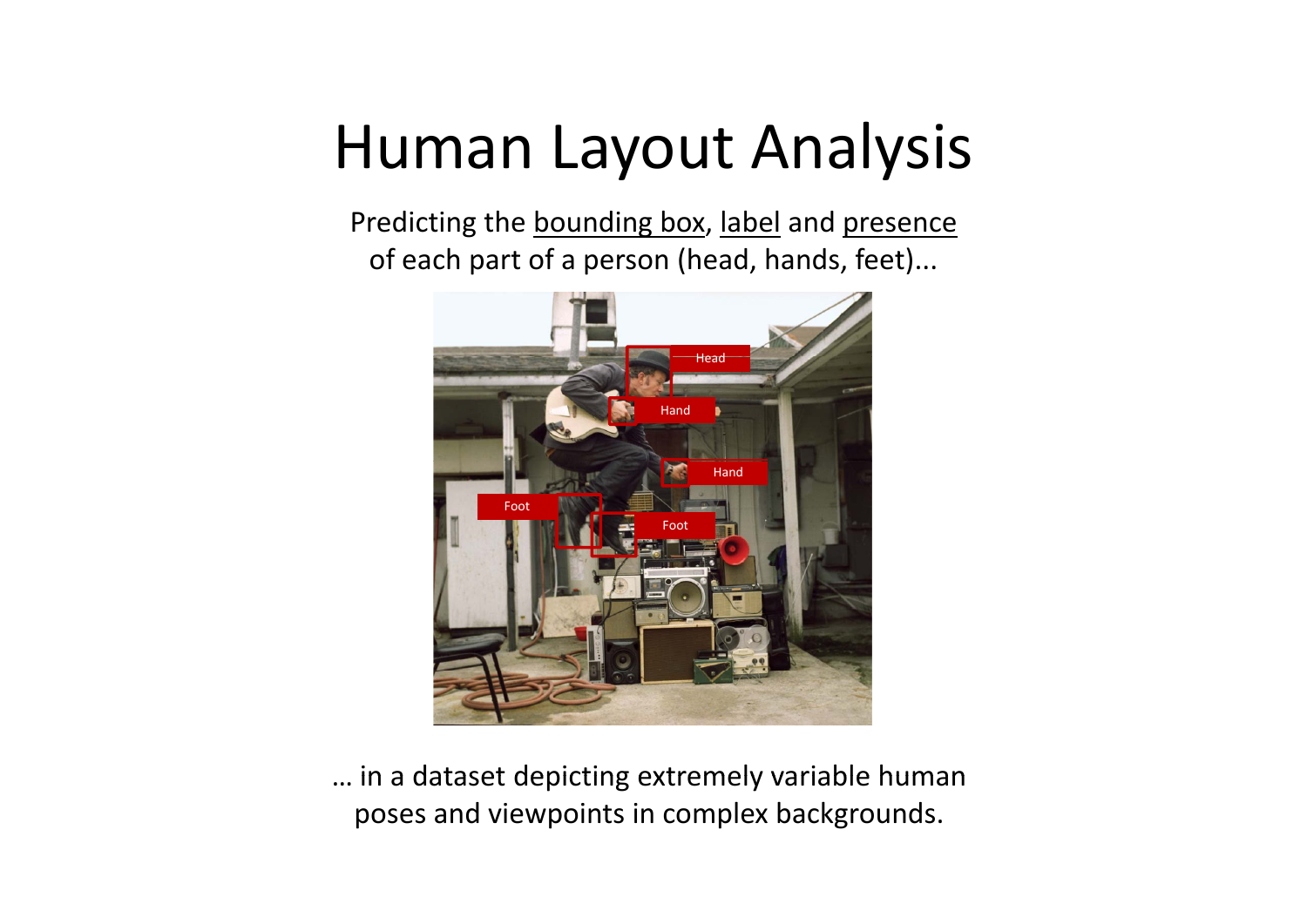# Human Layout Analysis

Predicting the <u>bounding box</u>, <u>label</u> and <u>presence</u> of each part of a person (head, hands, feet)...

… in a dataset depicting extremely variable human poses and viewpoints in complex backgrounds.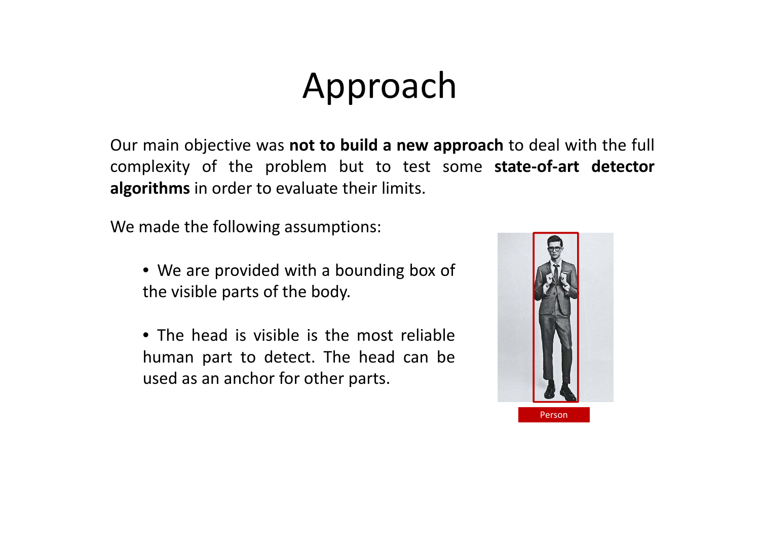# Approach

Our main objective was **not to build a new approach** to deal with the full complexity of the problem but to test some **state-of-art detector algorithms** in order to evaluate their limits.

We made the following assumptions:

- We are provided with a bounding box of the visible parts of the body.
- The head is visible is the most reliable human part to detect. The head can be used as an anchor for other parts.

Person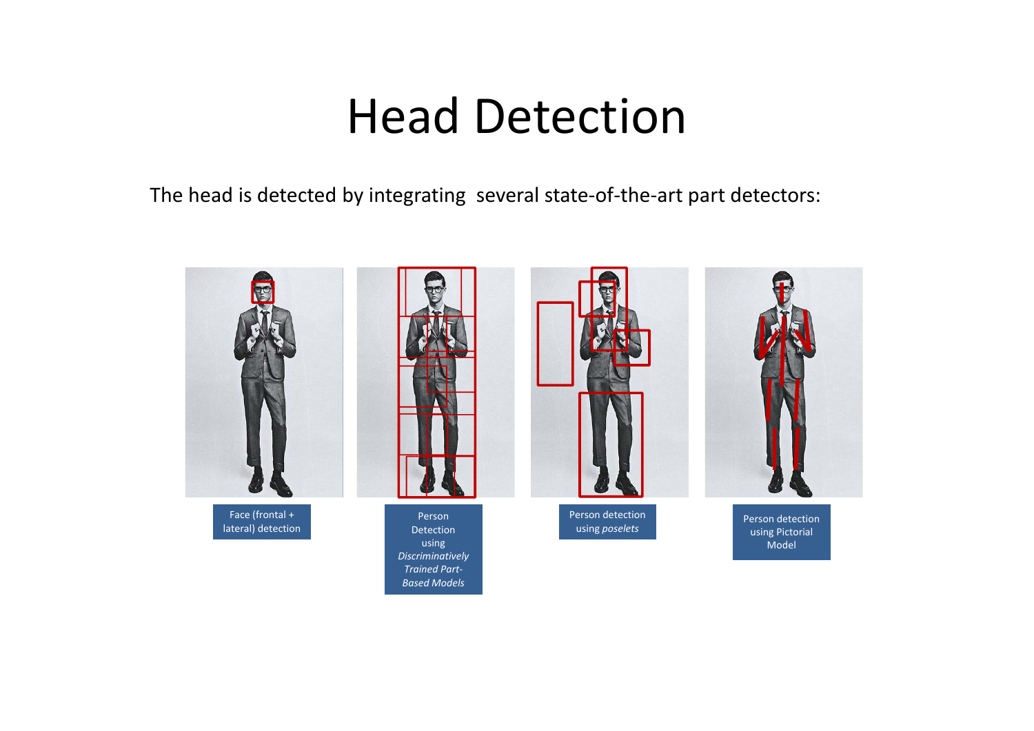# Head Detection

The head is detected by integrating several state-of-the-art part detectors:

Face (frontal + lateral) detection

Person Detection using *Discriminatively Trained Part-Based Models*

Person detection using *poselets*

Person detection using Pictorial Model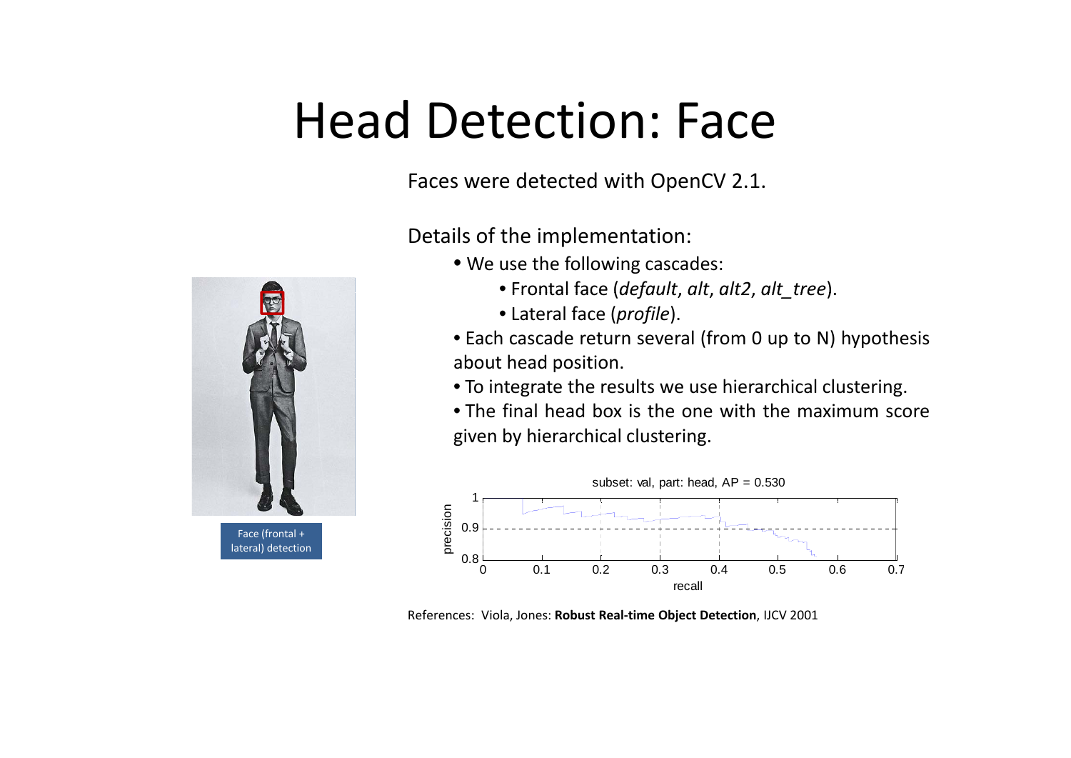# Head Detection: Face

Faces were detected with OpenCV 2.1.

Details of the implementation:

- We use the following cascades:
  - Frontal face (*default*, *alt*, *alt2*, *alt_tree*).
  - Lateral face (*profile*).
- Each cascade return several (from 0 up to N) hypothesis about head position.
- To integrate the results we use hierarchical clustering.
- The final head box is the one with the maximum score given by hierarchical clustering.

Face (frontal + lateral) detection

subset: val, part: head, AP = 0.530

References: Viola, Jones: **Robust Real-time Object Detection**, IJCV 2001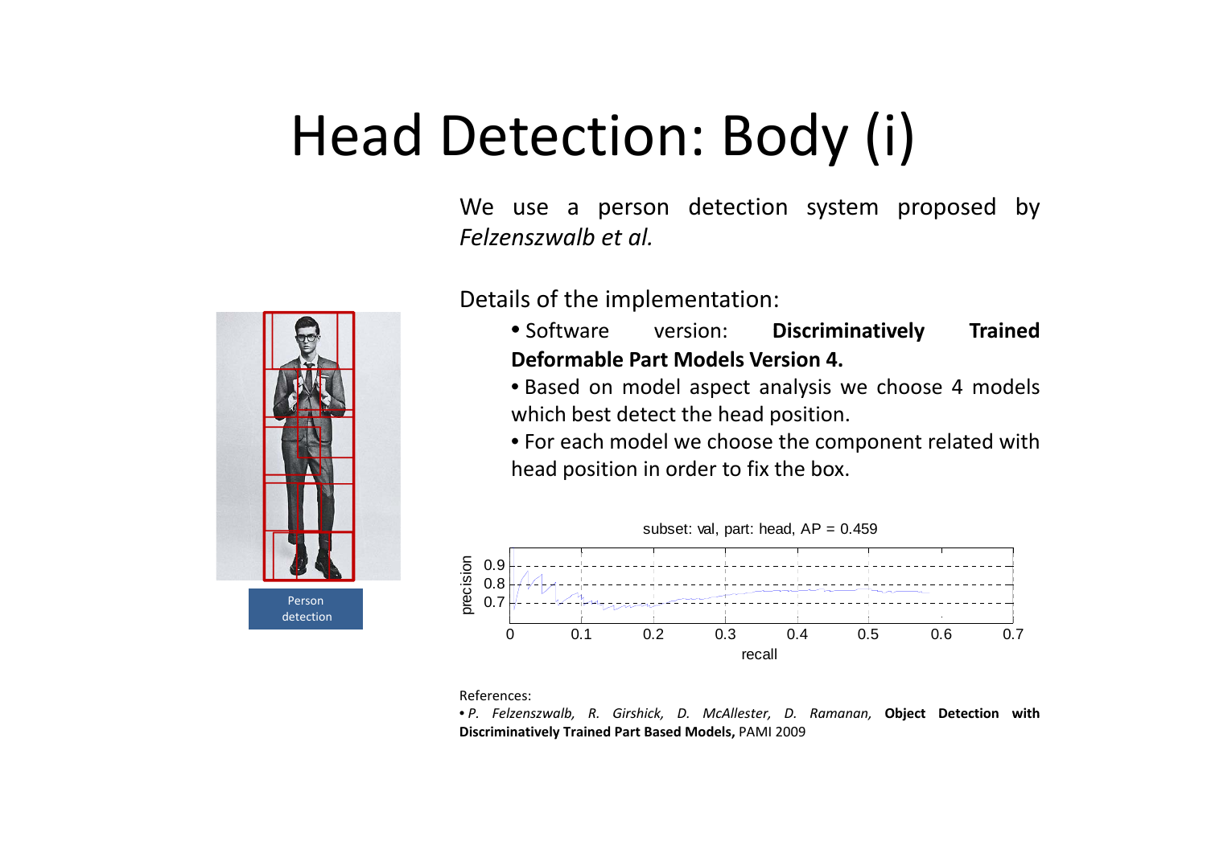# Head Detection: Body (i)

We use a person detection system proposed by *Felzenszwalb et al.*

Details of the implementation:

- Software version: **Discriminatively Trained Deformable Part Models Version 4.**
- Based on model aspect analysis we choose 4 models which best detect the head position.
- For each model we choose the component related with head position in order to fix the box.

Person detection

subset: val, part: head, AP = 0.459

References:

- *P. Felzenszwalb, R. Girshick, D. McAllester, D. Ramanan,* **Object Detection with Discriminatively Trained Part Based Models,** PAMI 2009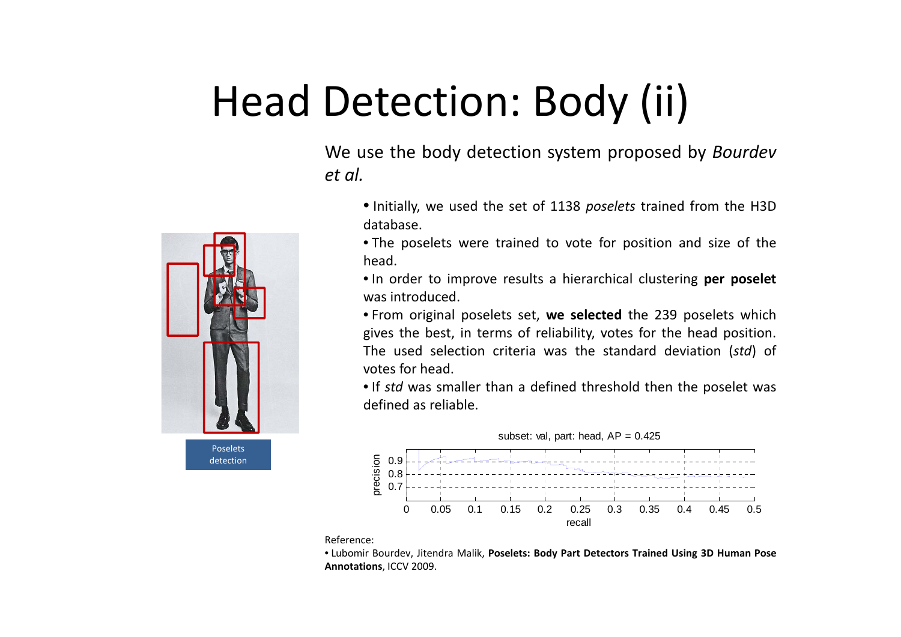# Head Detection: Body (ii)

We use the body detection system proposed by *Bourdev et al.*

- Initially, we used the set of 1138 *poselets* trained from the H3D database.
- The poselets were trained to vote for position and size of the head.
- In order to improve results a hierarchical clustering **per poselet** was introduced.
- From original poselets set, **we selected** the 239 poselets which gives the best, in terms of reliability, votes for the head position. The used selection criteria was the standard deviation (*std*) of votes for head.
- If *std* was smaller than a defined threshold then the poselet was defined as reliable.

Poselets detection

subset: val, part: head, AP = 0.425

Reference:

- Lubomir Bourdev, Jitendra Malik, **Poselets: Body Part Detectors Trained Using 3D Human Pose Annotations**, ICCV 2009.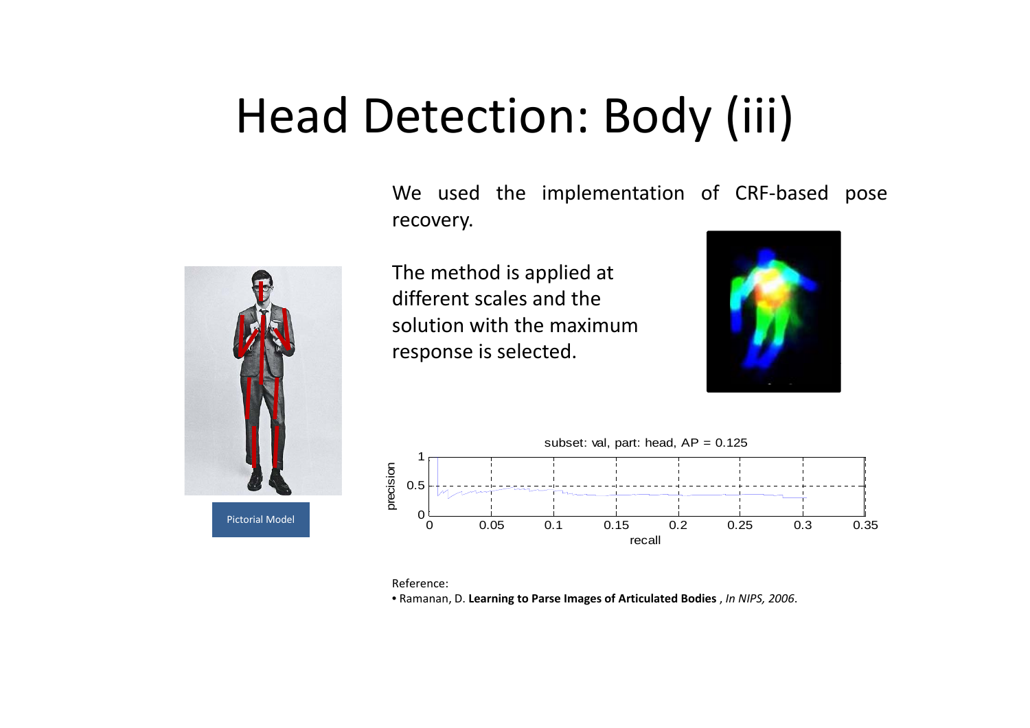# Head Detection: Body (iii)

We used the implementation of CRF-based pose recovery.

The method is applied at different scales and the solution with the maximum response is selected.

Pictorial Model

subset: val, part: head, AP = 0.125

Reference:

- Ramanan, D. **Learning to Parse Images of Articulated Bodies** , *In NIPS, 2006*.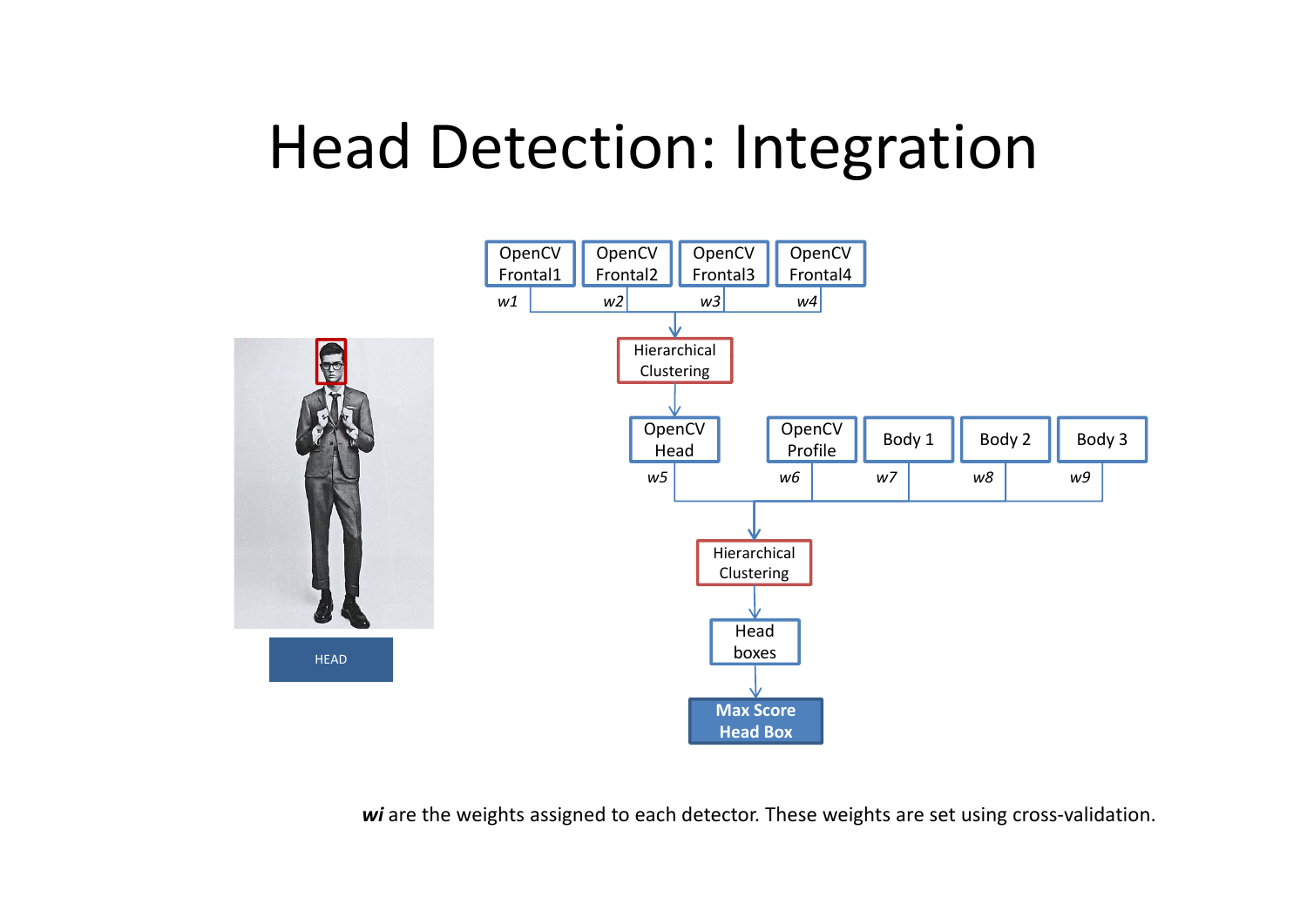# Head Detection: Integration

HEAD

OpenCV Frontal1 ($w1$), OpenCV Frontal2 ($w2$), OpenCV Frontal3 ($w3$), OpenCV Frontal4 ($w4$) → Hierarchical Clustering → OpenCV Head ($w5$)

OpenCV Head ($w5$), OpenCV Profile ($w6$), Body 1 ($w7$), Body 2 ($w8$), Body 3 ($w9$) → Hierarchical Clustering → Head boxes → **Max Score Head Box**

***wi*** are the weights assigned to each detector. These weights are set using cross-validation.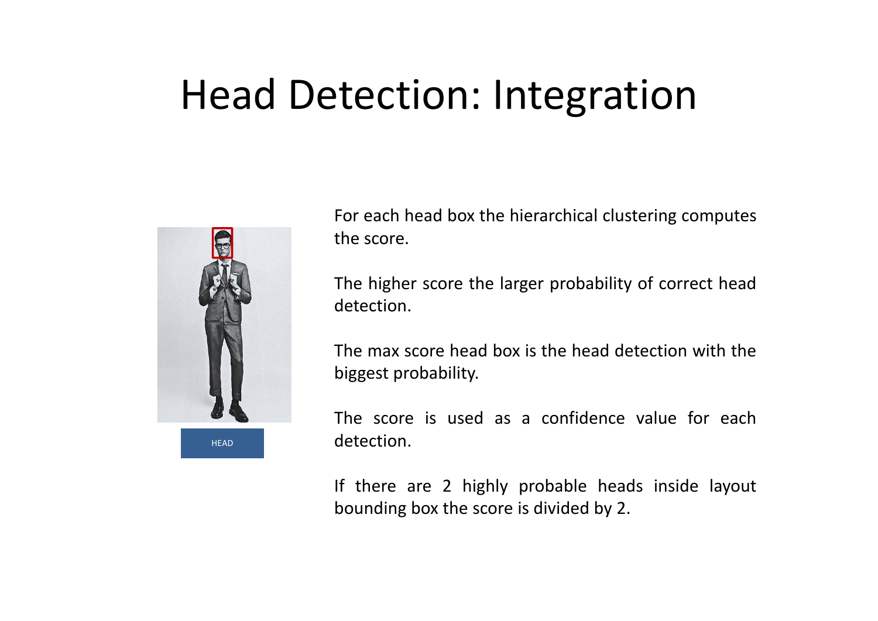# Head Detection: Integration

HEAD

For each head box the hierarchical clustering computes the score.

The higher score the larger probability of correct head detection.

The max score head box is the head detection with the biggest probability.

The score is used as a confidence value for each detection.

If there are 2 highly probable heads inside layout bounding box the score is divided by 2.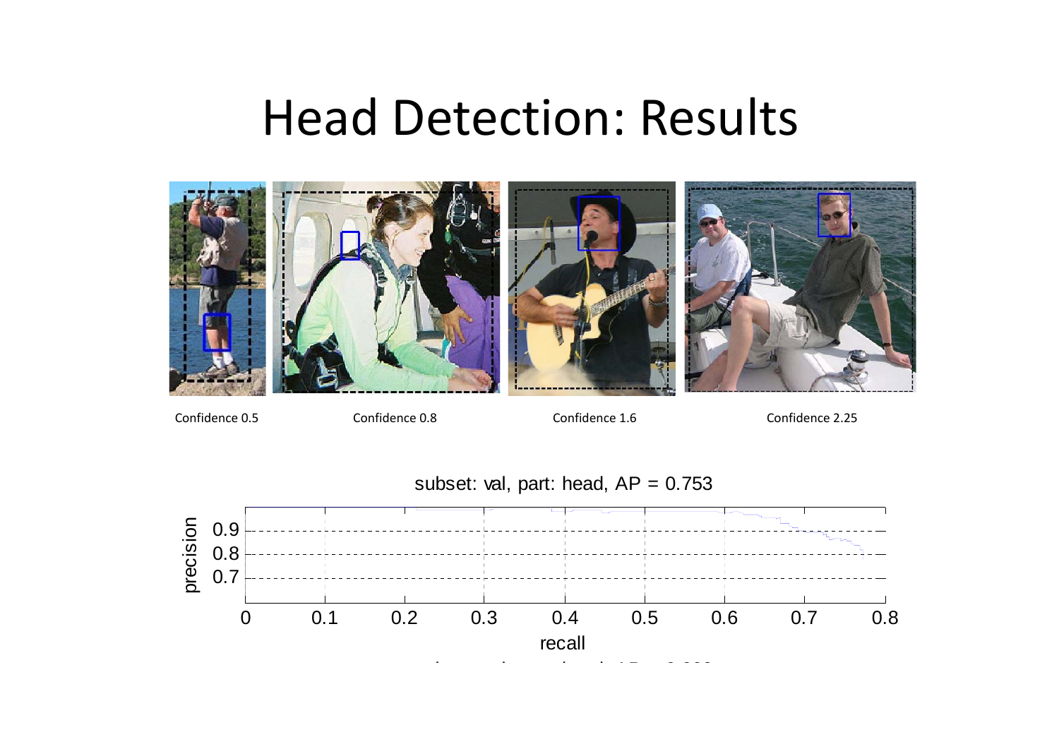# Head Detection: Results

Confidence 0.5

Confidence 0.8

Confidence 1.6

Confidence 2.25

subset: val, part: head, AP = 0.753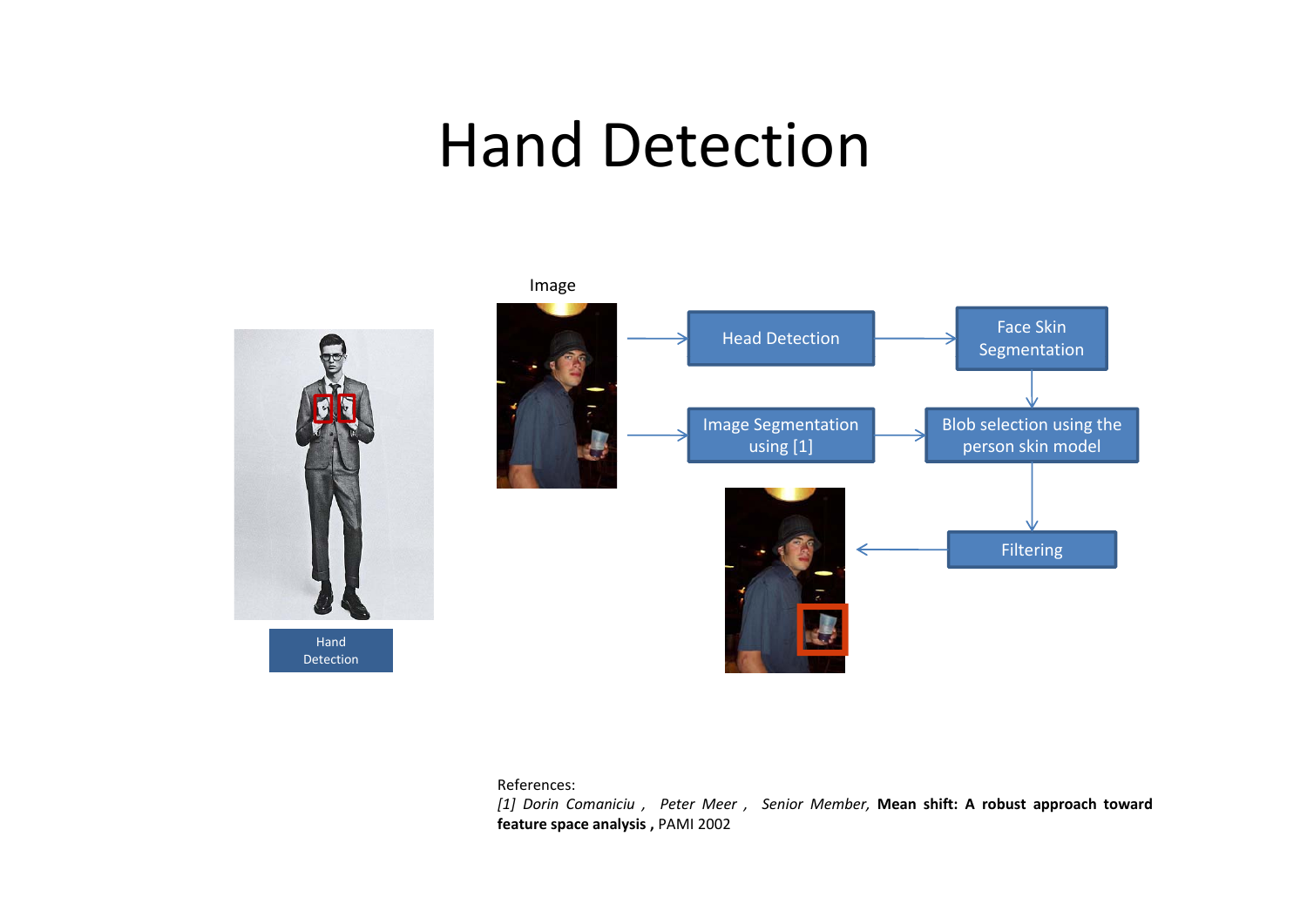# Hand Detection

Hand Detection

Image

Head Detection → Face Skin Segmentation

Image Segmentation using [1] → Blob selection using the person skin model

Filtering

References:

*[1] Dorin Comaniciu , Peter Meer , Senior Member,* **Mean shift: A robust approach toward feature space analysis ,** PAMI 2002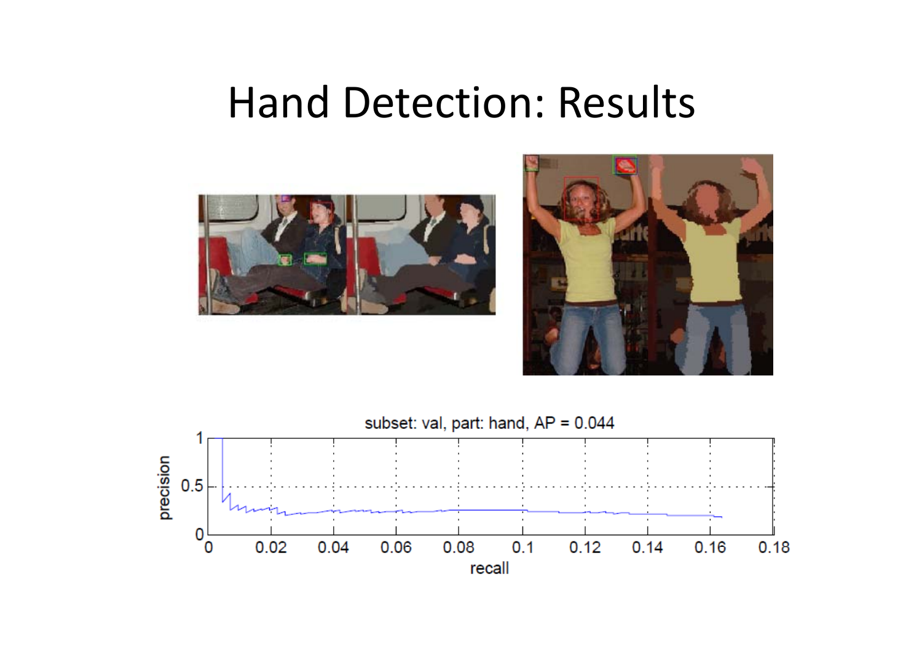# Hand Detection: Results

subset: val, part: hand, AP = 0.044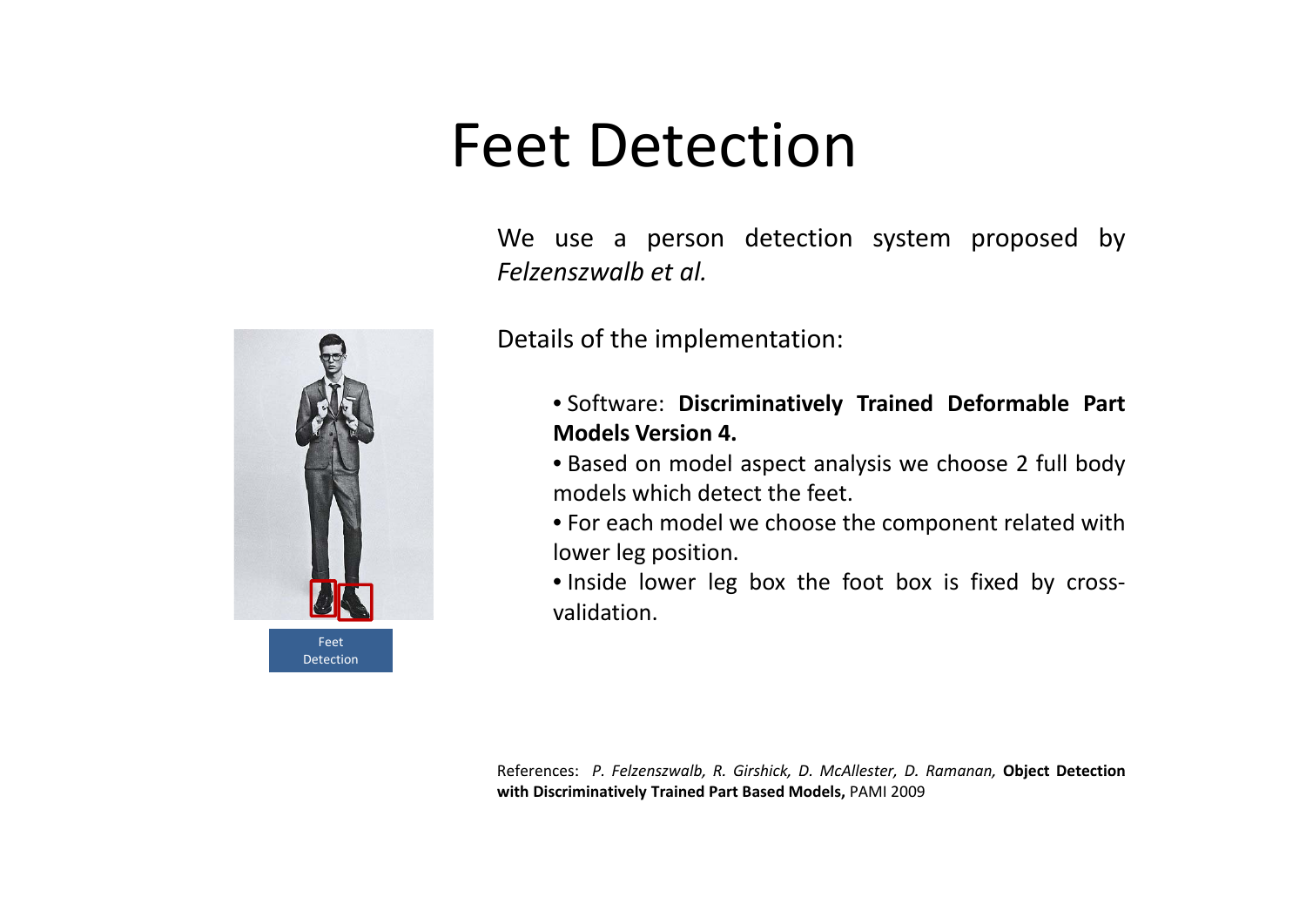# Feet Detection

We use a person detection system proposed by *Felzenszwalb et al.*

Details of the implementation:

- Software: **Discriminatively Trained Deformable Part Models Version 4.**
- Based on model aspect analysis we choose 2 full body models which detect the feet.
- For each model we choose the component related with lower leg position.
- Inside lower leg box the foot box is fixed by cross-validation.

Feet Detection

References: *P. Felzenszwalb, R. Girshick, D. McAllester, D. Ramanan,* **Object Detection with Discriminatively Trained Part Based Models,** PAMI 2009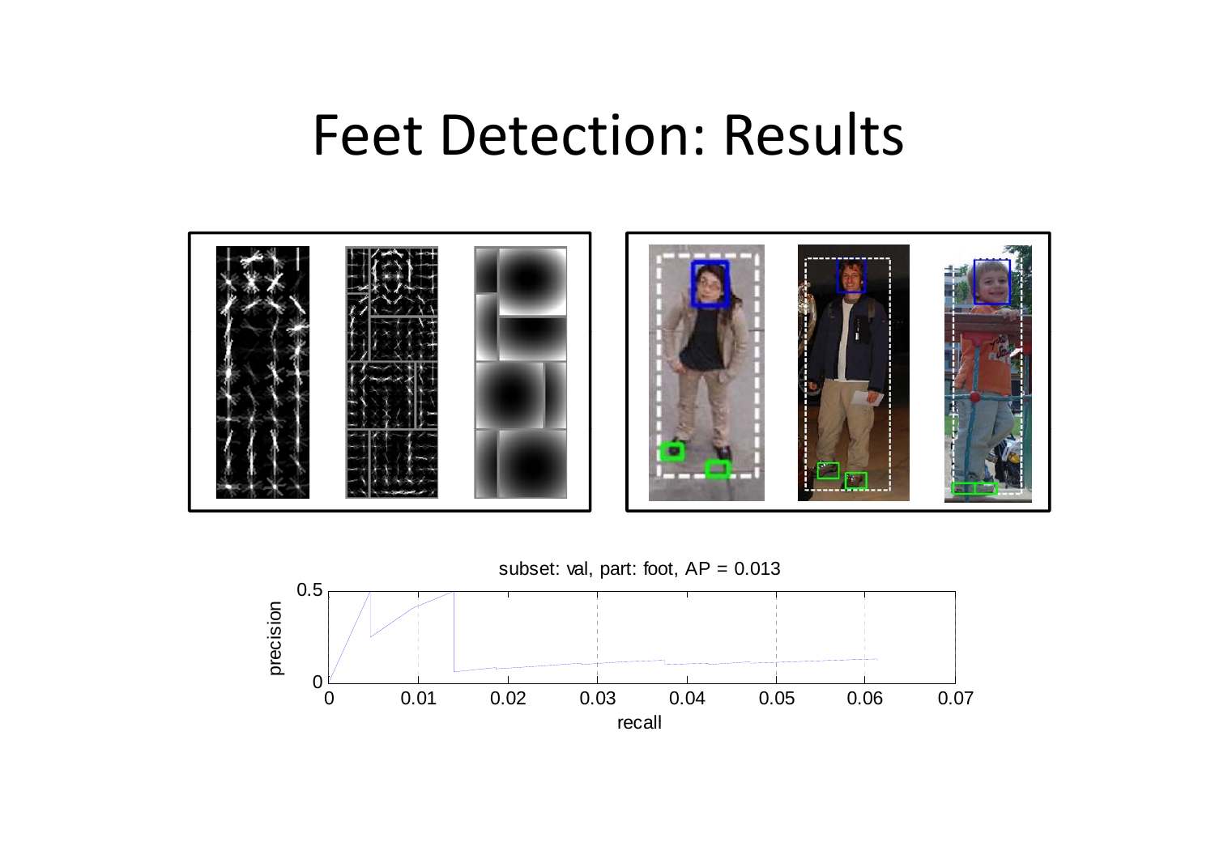# Feet Detection: Results

subset: val, part: foot, AP = 0.013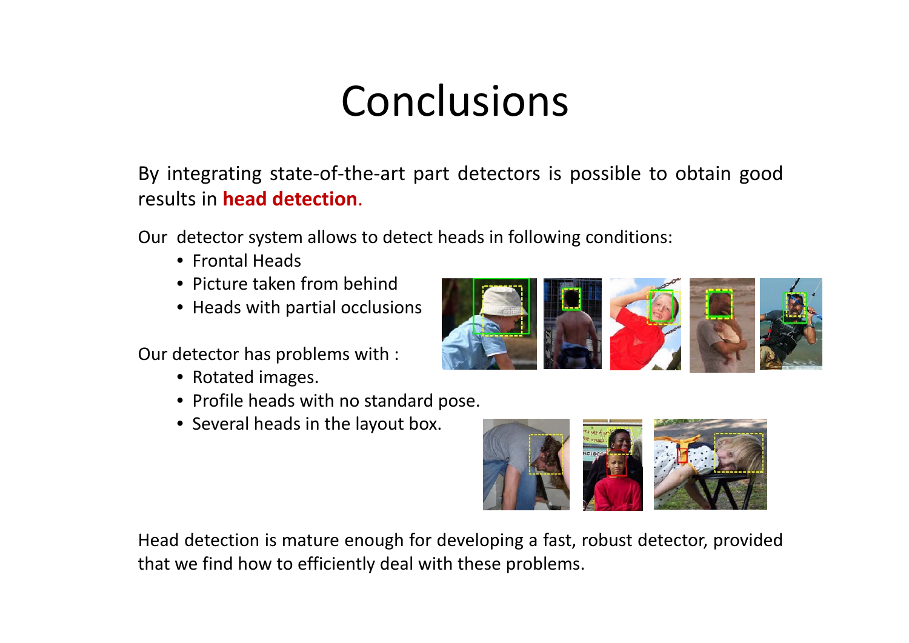# Conclusions

By integrating state-of-the-art part detectors is possible to obtain good results in **head detection**.

Our detector system allows to detect heads in following conditions:

- Frontal Heads
- Picture taken from behind
- Heads with partial occlusions

Our detector has problems with :

- Rotated images.
- Profile heads with no standard pose.
- Several heads in the layout box.

Head detection is mature enough for developing a fast, robust detector, provided that we find how to efficiently deal with these problems.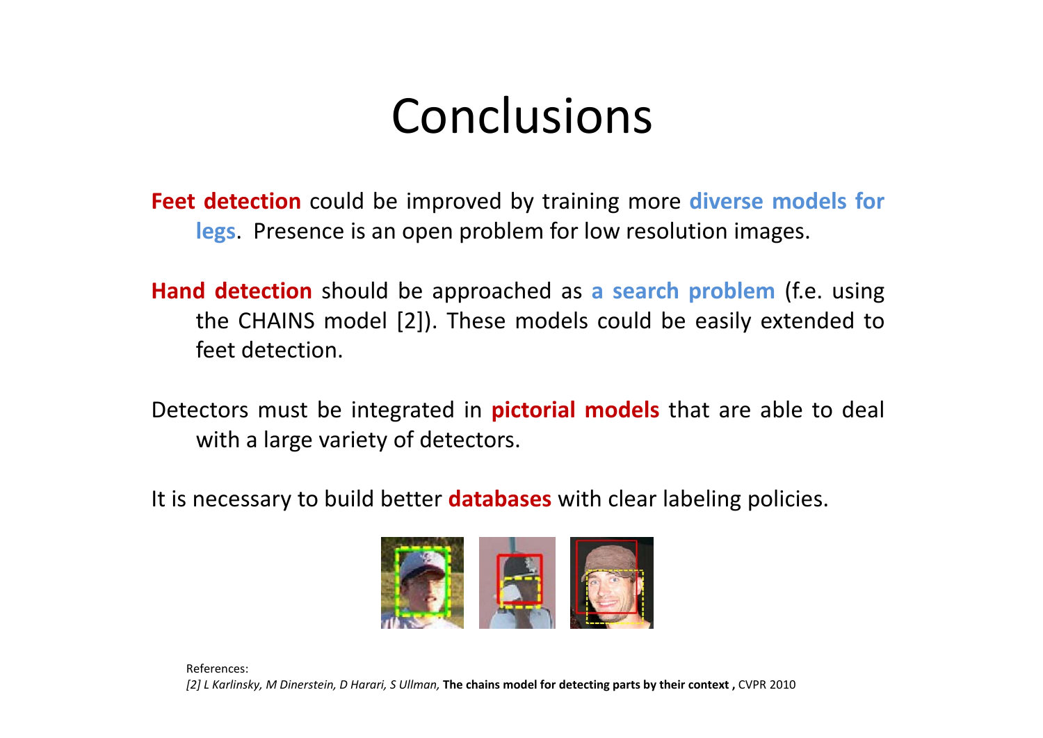# Conclusions

**Feet detection** could be improved by training more **diverse models for legs**. Presence is an open problem for low resolution images.

**Hand detection** should be approached as **a search problem** (f.e. using the CHAINS model [2]). These models could be easily extended to feet detection.

Detectors must be integrated in **pictorial models** that are able to deal with a large variety of detectors.

It is necessary to build better **databases** with clear labeling policies.

References:
*[2] L Karlinsky, M Dinerstein, D Harari, S Ullman,* **The chains model for detecting parts by their context ,** CVPR 2010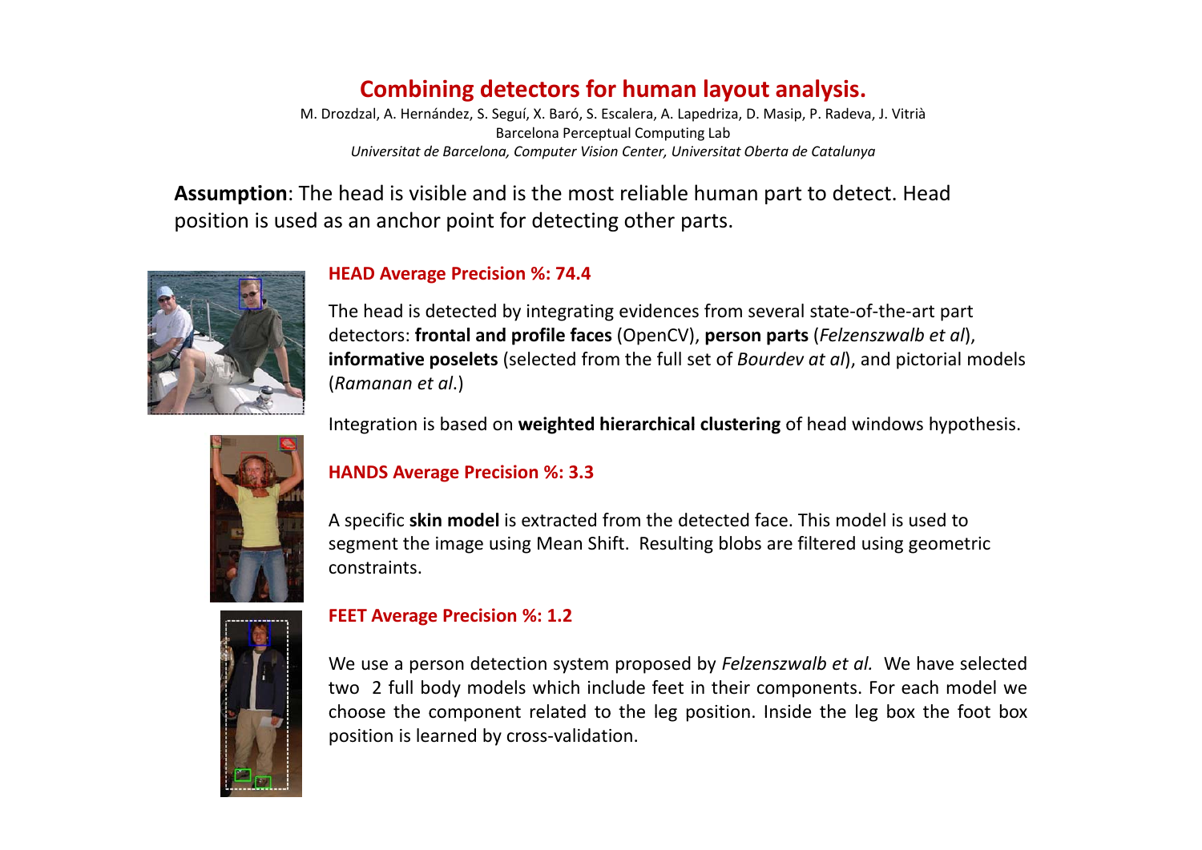# Combining detectors for human layout analysis.

M. Drozdzal, A. Hernández, S. Seguí, X. Baró, S. Escalera, A. Lapedriza, D. Masip, P. Radeva, J. Vitrià
Barcelona Perceptual Computing Lab
*Universitat de Barcelona, Computer Vision Center, Universitat Oberta de Catalunya*

**Assumption**: The head is visible and is the most reliable human part to detect. Head position is used as an anchor point for detecting other parts.

### HEAD Average Precision %: 74.4

The head is detected by integrating evidences from several state-of-the-art part detectors: **frontal and profile faces** (OpenCV), **person parts** (*Felzenszwalb et al*), **informative poselets** (selected from the full set of *Bourdev at al*), and pictorial models (*Ramanan et al*.)

Integration is based on **weighted hierarchical clustering** of head windows hypothesis.

### HANDS Average Precision %: 3.3

A specific **skin model** is extracted from the detected face. This model is used to segment the image using Mean Shift. Resulting blobs are filtered using geometric constraints.

### FEET Average Precision %: 1.2

We use a person detection system proposed by *Felzenszwalb et al.* We have selected two 2 full body models which include feet in their components. For each model we choose the component related to the leg position. Inside the leg box the foot box position is learned by cross-validation.